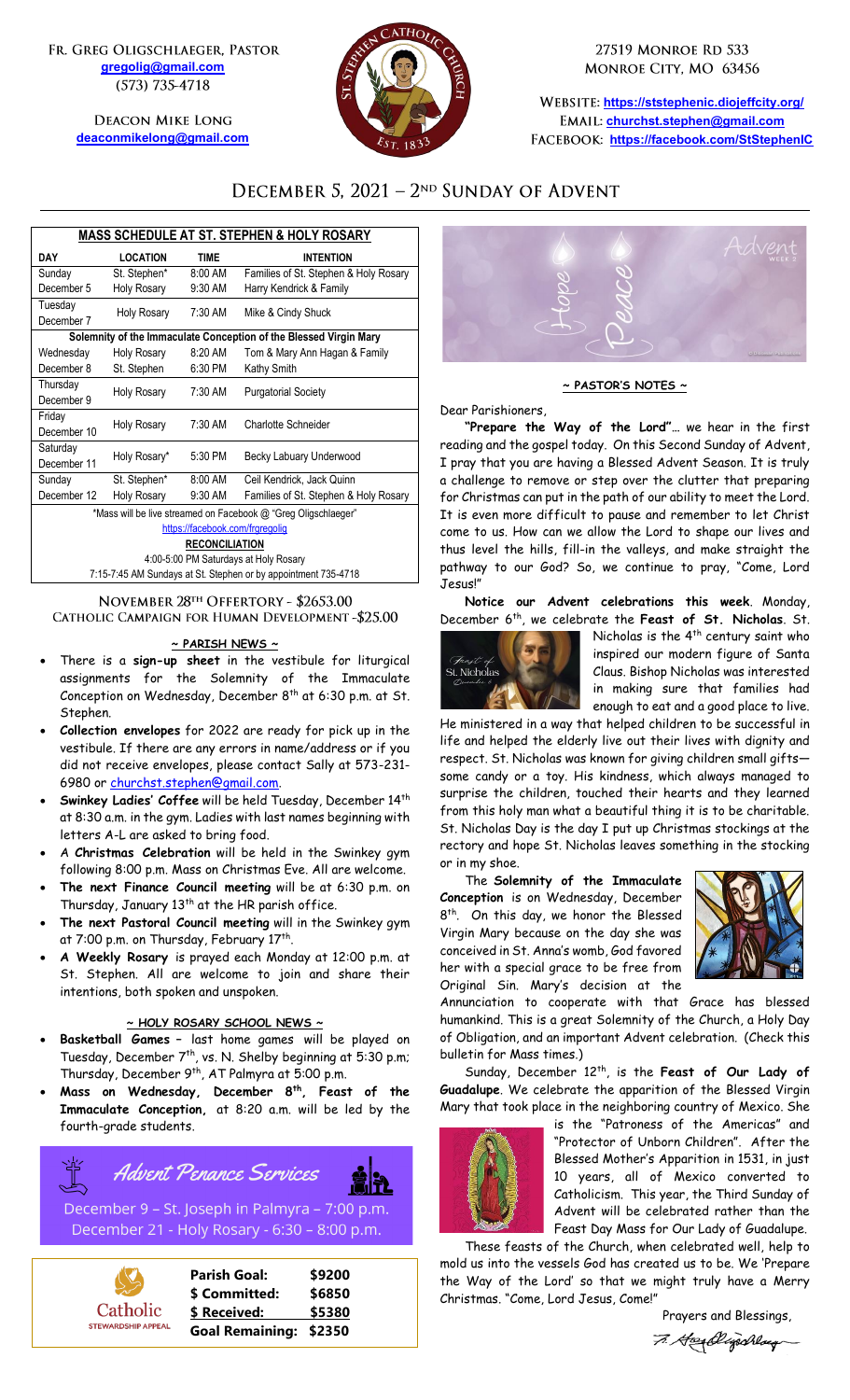**Fr. Greg Oligschlaeger, Pastor**
gregolig@gmail.com
(573) 735-4718

**Deacon Mike Long**
deaconmikelong@gmail.com

27519 Monroe Rd 533
Monroe City, MO 63456

Website: https://ststephenic.diojeffcity.org/
Email: churchst.stephen@gmail.com
Facebook: https://facebook.com/StStephenIC

# December 5, 2021 – 2nd Sunday of Advent

| MASS SCHEDULE AT ST. STEPHEN & HOLY ROSARY | | | |
|---|---|---|---|
| **DAY** | **LOCATION** | **TIME** | **INTENTION** |
| Sunday December 5 | St. Stephen* | 8:00 AM | Families of St. Stephen & Holy Rosary |
| | Holy Rosary | 9:30 AM | Harry Kendrick & Family |
| Tuesday December 7 | Holy Rosary | 7:30 AM | Mike & Cindy Shuck |
| **Solemnity of the Immaculate Conception of the Blessed Virgin Mary** | | | |
| Wednesday December 8 | Holy Rosary | 8:20 AM | Tom & Mary Ann Hagan & Family |
| | St. Stephen | 6:30 PM | Kathy Smith |
| Thursday December 9 | Holy Rosary | 7:30 AM | Purgatorial Society |
| Friday December 10 | Holy Rosary | 7:30 AM | Charlotte Schneider |
| Saturday December 11 | Holy Rosary* | 5:30 PM | Becky Labuary Underwood |
| Sunday December 12 | St. Stephen* | 8:00 AM | Ceil Kendrick, Jack Quinn |
| | Holy Rosary | 9:30 AM | Families of St. Stephen & Holy Rosary |

*Mass will be live streamed on Facebook @ "Greg Oligschlaeger"
https://facebook.com/frgregolig

**RECONCILIATION**
4:00-5:00 PM Saturdays at Holy Rosary
7:15-7:45 AM Sundays at St. Stephen or by appointment 735-4718

**November 28th Offertory - $2653.00**
**Catholic Campaign for Human Development - $25.00**

## ~ PARISH NEWS ~

- There is a **sign-up sheet** in the vestibule for liturgical assignments for the Solemnity of the Immaculate Conception on Wednesday, December 8th at 6:30 p.m. at St. Stephen.
- **Collection envelopes** for 2022 are ready for pick up in the vestibule. If there are any errors in name/address or if you did not receive envelopes, please contact Sally at 573-231-6980 or churchst.stephen@gmail.com.
- **Swinkey Ladies' Coffee** will be held Tuesday, December 14th at 8:30 a.m. in the gym. Ladies with last names beginning with letters A-L are asked to bring food.
- A **Christmas Celebration** will be held in the Swinkey gym following 8:00 p.m. Mass on Christmas Eve. All are welcome.
- **The next Finance Council meeting** will be at 6:30 p.m. on Thursday, January 13th at the HR parish office.
- **The next Pastoral Council meeting** will in the Swinkey gym at 7:00 p.m. on Thursday, February 17th.
- **A Weekly Rosary** is prayed each Monday at 12:00 p.m. at St. Stephen. All are welcome to join and share their intentions, both spoken and unspoken.

## ~ HOLY ROSARY SCHOOL NEWS ~

- **Basketball Games** – last home games will be played on Tuesday, December 7th, vs. N. Shelby beginning at 5:30 p.m; Thursday, December 9th, AT Palmyra at 5:00 p.m.
- **Mass on Wednesday, December 8th, Feast of the Immaculate Conception,** at 8:20 a.m. will be led by the fourth-grade students.

## *Advent Penance Services*

December 9 – St. Joseph in Palmyra – 7:00 p.m.
December 21 - Holy Rosary - 6:30 – 8:00 p.m.

**Catholic Stewardship Appeal**

| | |
|---|---|
| **Parish Goal:** | **$9200** |
| **$ Committed:** | **$6850** |
| **$ Received:** | **$5380** |
| **Goal Remaining:** | **$2350** |

## ~ PASTOR'S NOTES ~

Dear Parishioners,

**"Prepare the Way of the Lord"**… we hear in the first reading and the gospel today. On this Second Sunday of Advent, I pray that you are having a Blessed Advent Season. It is truly a challenge to remove or step over the clutter that preparing for Christmas can put in the path of our ability to meet the Lord. It is even more difficult to pause and remember to let Christ come to us. How can we allow the Lord to shape our lives and thus level the hills, fill-in the valleys, and make straight the pathway to our God? So, we continue to pray, "Come, Lord Jesus!"

**Notice our Advent celebrations this week**. Monday, December 6th, we celebrate the **Feast of St. Nicholas**. St. Nicholas is the 4th century saint who inspired our modern figure of Santa Claus. Bishop Nicholas was interested in making sure that families had enough to eat and a good place to live. He ministered in a way that helped children to be successful in life and helped the elderly live out their lives with dignity and respect. St. Nicholas was known for giving children small gifts—some candy or a toy. His kindness, which always managed to surprise the children, touched their hearts and they learned from this holy man what a beautiful thing it is to be charitable. St. Nicholas Day is the day I put up Christmas stockings at the rectory and hope St. Nicholas leaves something in the stocking or in my shoe.

The **Solemnity of the Immaculate Conception** is on Wednesday, December 8th. On this day, we honor the Blessed Virgin Mary because on the day she was conceived in St. Anna's womb, God favored her with a special grace to be free from Original Sin. Mary's decision at the Annunciation to cooperate with that Grace has blessed humankind. This is a great Solemnity of the Church, a Holy Day of Obligation, and an important Advent celebration. (Check this bulletin for Mass times.)

Sunday, December 12th, is the **Feast of Our Lady of Guadalupe**. We celebrate the apparition of the Blessed Virgin Mary that took place in the neighboring country of Mexico. She is the "Patroness of the Americas" and "Protector of Unborn Children". After the Blessed Mother's Apparition in 1531, in just 10 years, all of Mexico converted to Catholicism. This year, the Third Sunday of Advent will be celebrated rather than the Feast Day Mass for Our Lady of Guadalupe.

These feasts of the Church, when celebrated well, help to mold us into the vessels God has created us to be. We 'Prepare the Way of the Lord' so that we might truly have a Merry Christmas. "Come, Lord Jesus, Come!"

Prayers and Blessings,

Fr. Greg Oligschlaeger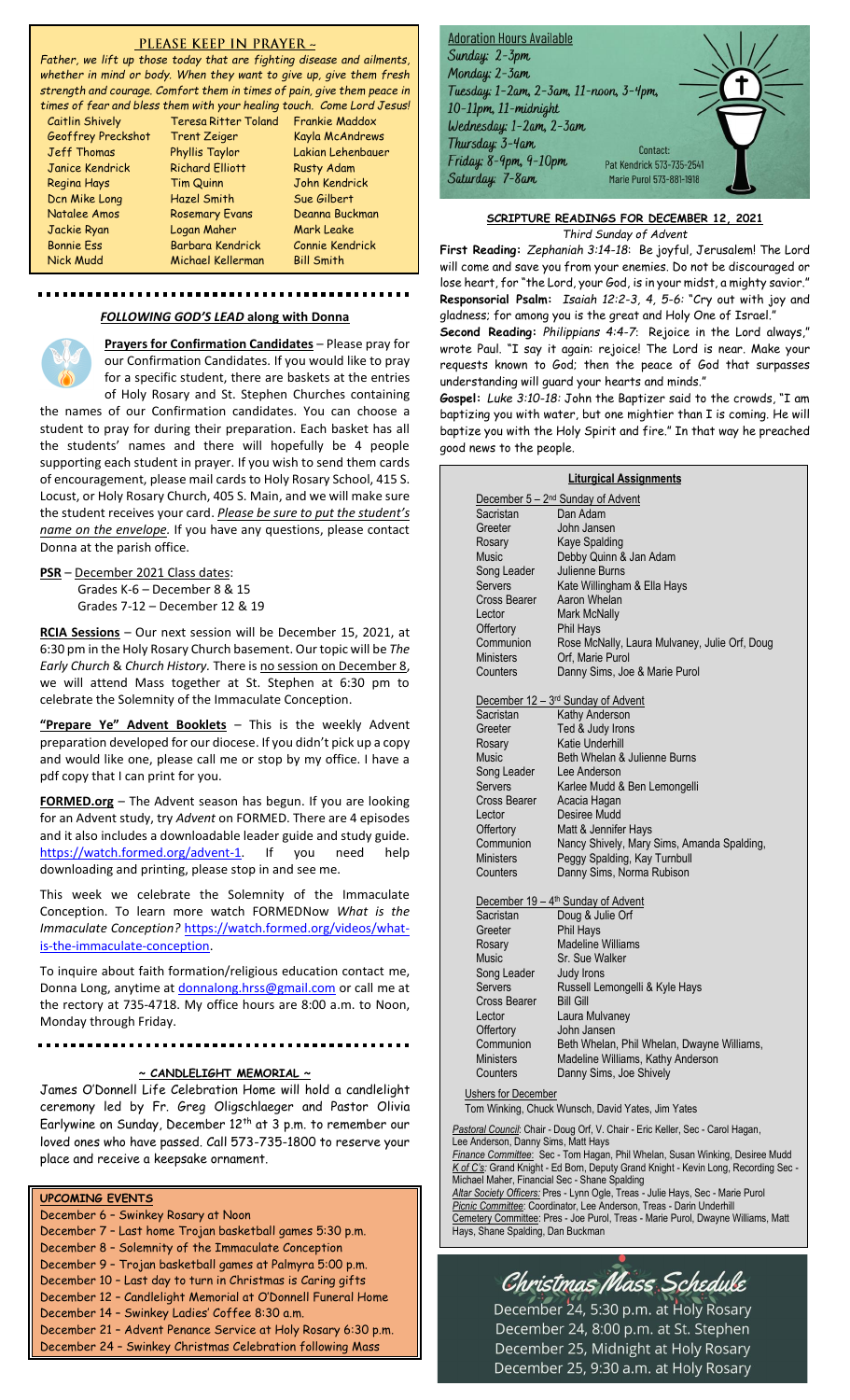## PLEASE KEEP IN PRAYER ~

*Father, we lift up those today that are fighting disease and ailments, whether in mind or body. When they want to give up, give them fresh strength and courage. Comfort them in times of pain, give them peace in times of fear and bless them with your healing touch. Come Lord Jesus!*

| | | |
|---|---|---|
| Caitlin Shively | Teresa Ritter Toland | Frankie Maddox |
| Geoffrey Preckshot | Trent Zeiger | Kayla McAndrews |
| Jeff Thomas | Phyllis Taylor | Lakian Lehenbauer |
| Janice Kendrick | Richard Elliott | Rusty Adam |
| Regina Hays | Tim Quinn | John Kendrick |
| Dcn Mike Long | Hazel Smith | Sue Gilbert |
| Natalee Amos | Rosemary Evans | Deanna Buckman |
| Jackie Ryan | Logan Maher | Mark Leake |
| Bonnie Ess | Barbara Kendrick | Connie Kendrick |
| Nick Mudd | Michael Kellerman | Bill Smith |

### *FOLLOWING GOD'S LEAD* along with Donna

**Prayers for Confirmation Candidates** – Please pray for our Confirmation Candidates. If you would like to pray for a specific student, there are baskets at the entries of Holy Rosary and St. Stephen Churches containing the names of our Confirmation candidates. You can choose a student to pray for during their preparation. Each basket has all the students' names and there will hopefully be 4 people supporting each student in prayer. If you wish to send them cards of encouragement, please mail cards to Holy Rosary School, 415 S. Locust, or Holy Rosary Church, 405 S. Main, and we will make sure the student receives your card. *Please be sure to put the student's name on the envelope.* If you have any questions, please contact Donna at the parish office.

**PSR** – December 2021 Class dates:
Grades K-6 – December 8 & 15
Grades 7-12 – December 12 & 19

**RCIA Sessions** – Our next session will be December 15, 2021, at 6:30 pm in the Holy Rosary Church basement. Our topic will be *The Early Church* & *Church History*. There is no session on December 8, we will attend Mass together at St. Stephen at 6:30 pm to celebrate the Solemnity of the Immaculate Conception.

**"Prepare Ye" Advent Booklets** – This is the weekly Advent preparation developed for our diocese. If you didn't pick up a copy and would like one, please call me or stop by my office. I have a pdf copy that I can print for you.

**FORMED.org** – The Advent season has begun. If you are looking for an Advent study, try *Advent* on FORMED. There are 4 episodes and it also includes a downloadable leader guide and study guide. https://watch.formed.org/advent-1. If you need help downloading and printing, please stop in and see me.

This week we celebrate the Solemnity of the Immaculate Conception. To learn more watch FORMEDNow *What is the Immaculate Conception?* https://watch.formed.org/videos/what-is-the-immaculate-conception.

To inquire about faith formation/religious education contact me, Donna Long, anytime at donnalong.hrss@gmail.com or call me at the rectory at 735-4718. My office hours are 8:00 a.m. to Noon, Monday through Friday.

### ~ CANDLELIGHT MEMORIAL ~

James O'Donnell Life Celebration Home will hold a candlelight ceremony led by Fr. Greg Oligschlaeger and Pastor Olivia Earlywine on Sunday, December 12th at 3 p.m. to remember our loved ones who have passed. Call 573-735-1800 to reserve your place and receive a keepsake ornament.

### UPCOMING EVENTS

December 6 – Swinkey Rosary at Noon
December 7 – Last home Trojan basketball games 5:30 p.m.
December 8 – Solemnity of the Immaculate Conception
December 9 – Trojan basketball games at Palmyra 5:00 p.m.
December 10 – Last day to turn in Christmas is Caring gifts
December 12 – Candlelight Memorial at O'Donnell Funeral Home
December 14 – Swinkey Ladies' Coffee 8:30 a.m.
December 21 – Advent Penance Service at Holy Rosary 6:30 p.m.
December 24 – Swinkey Christmas Celebration following Mass

### Adoration Hours Available

Sunday: 2-3pm
Monday: 2-3am
Tuesday: 1-2am, 2-3am, 11-noon, 3-4pm, 10-11pm, 11-midnight
Wednesday: 1-2am, 2-3am
Thursday: 3-4am
Friday: 8-9pm, 9-10pm
Saturday: 7-8am

Contact:
Pat Kendrick 573-735-2541
Marie Purol 573-881-1918

### SCRIPTURE READINGS FOR DECEMBER 12, 2021

*Third Sunday of Advent*

**First Reading:** *Zephaniah 3:14-18*: Be joyful, Jerusalem! The Lord will come and save you from your enemies. Do not be discouraged or lose heart, for "the Lord, your God, is in your midst, a mighty savior."

**Responsorial Psalm:** *Isaiah 12:2-3, 4, 5-6:* "Cry out with joy and gladness; for among you is the great and Holy One of Israel."

**Second Reading:** *Philippians 4:4-7*: Rejoice in the Lord always," wrote Paul. "I say it again: rejoice! The Lord is near. Make your requests known to God; then the peace of God that surpasses understanding will guard your hearts and minds."

**Gospel:** *Luke 3:10-18:* John the Baptizer said to the crowds, "I am baptizing you with water, but one mightier than I is coming. He will baptize you with the Holy Spirit and fire." In that way he preached good news to the people.

### Liturgical Assignments

December 5 – 2nd Sunday of Advent

| | |
|---|---|
| Sacristan | Dan Adam |
| Greeter | John Jansen |
| Rosary | Kaye Spalding |
| Music | Debby Quinn & Jan Adam |
| Song Leader | Julienne Burns |
| Servers | Kate Willingham & Ella Hays |
| Cross Bearer | Aaron Whelan |
| Lector | Mark McNally |
| Offertory | Phil Hays |
| Communion Ministers | Rose McNally, Laura Mulvaney, Julie Orf, Doug Orf, Marie Purol |
| Counters | Danny Sims, Joe & Marie Purol |

December 12 – 3rd Sunday of Advent

| | |
|---|---|
| Sacristan | Kathy Anderson |
| Greeter | Ted & Judy Irons |
| Rosary | Katie Underhill |
| Music | Beth Whelan & Julienne Burns |
| Song Leader | Lee Anderson |
| Servers | Karlee Mudd & Ben Lemongelli |
| Cross Bearer | Acacia Hagan |
| Lector | Desiree Mudd |
| Offertory | Matt & Jennifer Hays |
| Communion Ministers | Nancy Shively, Mary Sims, Amanda Spalding, Peggy Spalding, Kay Turnbull |
| Counters | Danny Sims, Norma Rubison |

December 19 – 4th Sunday of Advent

| | |
|---|---|
| Sacristan | Doug & Julie Orf |
| Greeter | Phil Hays |
| Rosary | Madeline Williams |
| Music | Sr. Sue Walker |
| Song Leader | Judy Irons |
| Servers | Russell Lemongelli & Kyle Hays |
| Cross Bearer | Bill Gill |
| Lector | Laura Mulvaney |
| Offertory | John Jansen |
| Communion Ministers | Beth Whelan, Phil Whelan, Dwayne Williams, Madeline Williams, Kathy Anderson |
| Counters | Danny Sims, Joe Shively |

Ushers for December
Tom Winking, Chuck Wunsch, David Yates, Jim Yates

*Pastoral Council*: Chair - Doug Orf, V. Chair - Eric Keller, Sec - Carol Hagan, Lee Anderson, Danny Sims, Matt Hays
*Finance Committee*: Sec - Tom Hagan, Phil Whelan, Susan Winking, Desiree Mudd
*K of C's*: Grand Knight - Ed Bom, Deputy Grand Knight - Kevin Long, Recording Sec - Michael Maher, Financial Sec - Shane Spalding
*Altar Society Officers:* Pres - Lynn Ogle, Treas - Julie Hays, Sec - Marie Purol
*Picnic Committee*: Coordinator, Lee Anderson, Treas - Darin Underhill
*Cemetery Committee*: Pres - Joe Purol, Treas - Marie Purol, Dwayne Williams, Matt Hays, Shane Spalding, Dan Buckman

### Christmas Mass Schedule

December 24, 5:30 p.m. at Holy Rosary
December 24, 8:00 p.m. at St. Stephen
December 25, Midnight at Holy Rosary
December 25, 9:30 a.m. at Holy Rosary